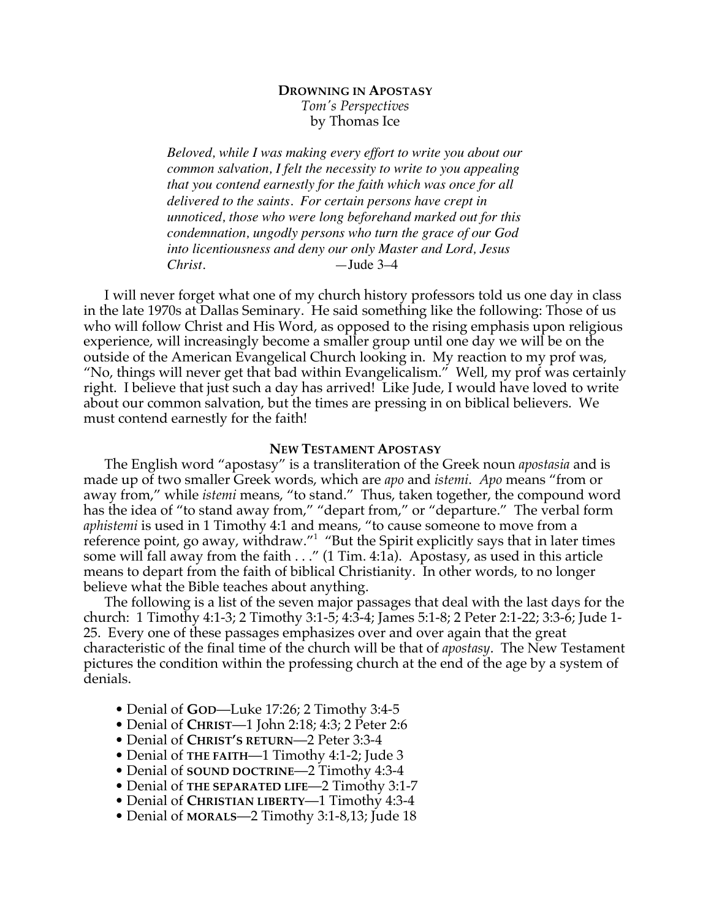# DROWNING IN APOSTASY

*Tom's Perspectives*

by Thomas Ice

> *Beloved, while I was making every effort to write you about our common salvation, I felt the necessity to write to you appealing that you contend earnestly for the faith which was once for all delivered to the saints. For certain persons have crept in unnoticed, those who were long beforehand marked out for this condemnation, ungodly persons who turn the grace of our God into licentiousness and deny our only Master and Lord, Jesus Christ.* —Jude 3–4

I will never forget what one of my church history professors told us one day in class in the late 1970s at Dallas Seminary. He said something like the following: Those of us who will follow Christ and His Word, as opposed to the rising emphasis upon religious experience, will increasingly become a smaller group until one day we will be on the outside of the American Evangelical Church looking in. My reaction to my prof was, "No, things will never get that bad within Evangelicalism." Well, my prof was certainly right. I believe that just such a day has arrived! Like Jude, I would have loved to write about our common salvation, but the times are pressing in on biblical believers. We must contend earnestly for the faith!

## NEW TESTAMENT APOSTASY

The English word "apostasy" is a transliteration of the Greek noun *apostasia* and is made up of two smaller Greek words, which are *apo* and *istemi*. *Apo* means "from or away from," while *istemi* means, "to stand." Thus, taken together, the compound word has the idea of "to stand away from," "depart from," or "departure." The verbal form *aphistemi* is used in 1 Timothy 4:1 and means, "to cause someone to move from a reference point, go away, withdraw."[1] "But the Spirit explicitly says that in later times some will fall away from the faith . . ." (1 Tim. 4:1a). Apostasy, as used in this article means to depart from the faith of biblical Christianity. In other words, to no longer believe what the Bible teaches about anything.

The following is a list of the seven major passages that deal with the last days for the church: 1 Timothy 4:1-3; 2 Timothy 3:1-5; 4:3-4; James 5:1-8; 2 Peter 2:1-22; 3:3-6; Jude 1-25. Every one of these passages emphasizes over and over again that the great characteristic of the final time of the church will be that of *apostasy*. The New Testament pictures the condition within the professing church at the end of the age by a system of denials.

- Denial of **GOD**—Luke 17:26; 2 Timothy 3:4-5
- Denial of **CHRIST**—1 John 2:18; 4:3; 2 Peter 2:6
- Denial of **CHRIST'S RETURN**—2 Peter 3:3-4
- Denial of **THE FAITH**—1 Timothy 4:1-2; Jude 3
- Denial of **SOUND DOCTRINE**—2 Timothy 4:3-4
- Denial of **THE SEPARATED LIFE**—2 Timothy 3:1-7
- Denial of **CHRISTIAN LIBERTY**—1 Timothy 4:3-4
- Denial of **MORALS**—2 Timothy 3:1-8,13; Jude 18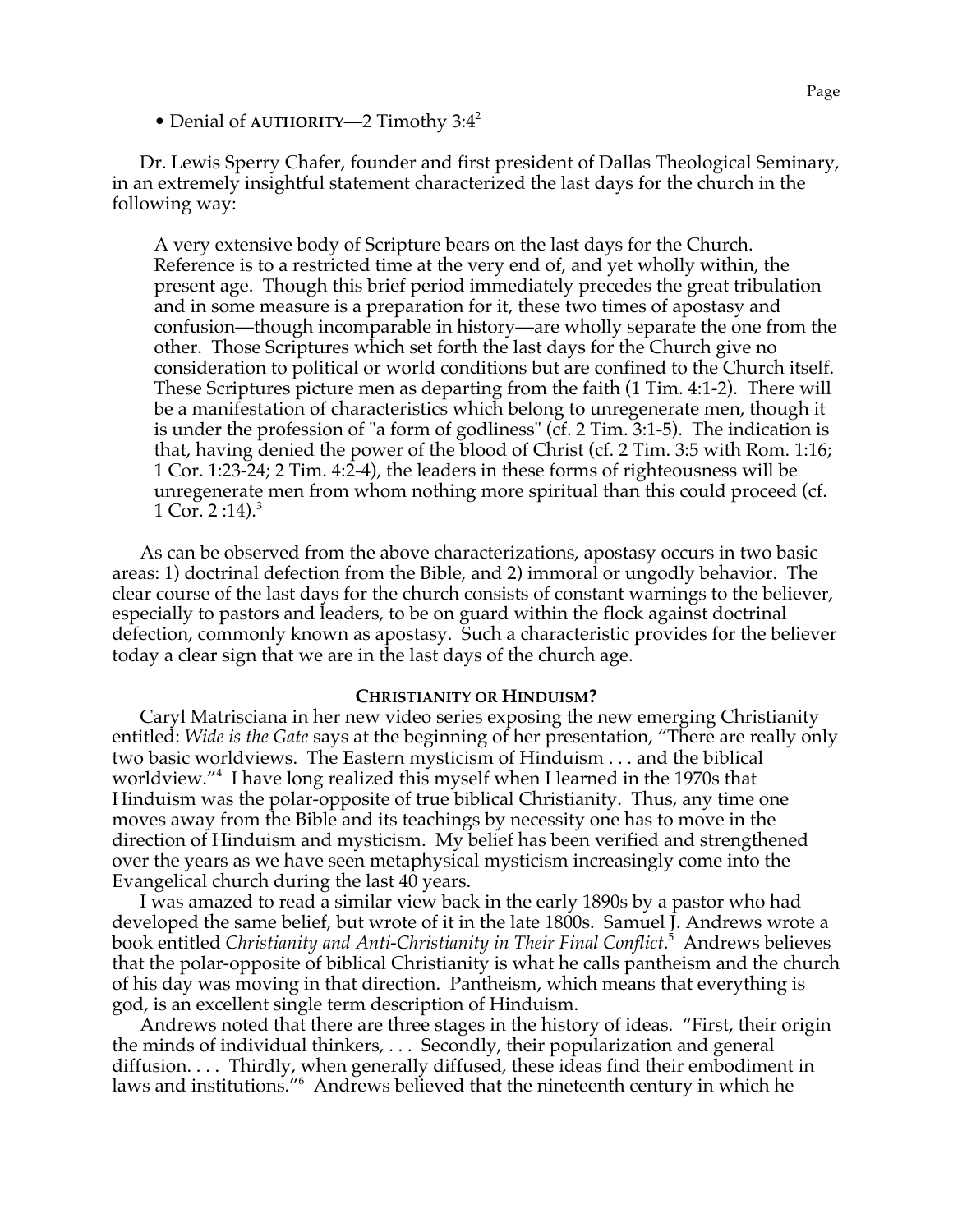- Denial of **AUTHORITY**—2 Timothy 3:4[2]

Dr. Lewis Sperry Chafer, founder and first president of Dallas Theological Seminary, in an extremely insightful statement characterized the last days for the church in the following way:

> A very extensive body of Scripture bears on the last days for the Church. Reference is to a restricted time at the very end of, and yet wholly within, the present age. Though this brief period immediately precedes the great tribulation and in some measure is a preparation for it, these two times of apostasy and confusion—though incomparable in history—are wholly separate the one from the other. Those Scriptures which set forth the last days for the Church give no consideration to political or world conditions but are confined to the Church itself. These Scriptures picture men as departing from the faith (1 Tim. 4:1-2). There will be a manifestation of characteristics which belong to unregenerate men, though it is under the profession of "a form of godliness" (cf. 2 Tim. 3:1-5). The indication is that, having denied the power of the blood of Christ (cf. 2 Tim. 3:5 with Rom. 1:16; 1 Cor. 1:23-24; 2 Tim. 4:2-4), the leaders in these forms of righteousness will be unregenerate men from whom nothing more spiritual than this could proceed (cf. 1 Cor. 2 :14).[3]

As can be observed from the above characterizations, apostasy occurs in two basic areas: 1) doctrinal defection from the Bible, and 2) immoral or ungodly behavior. The clear course of the last days for the church consists of constant warnings to the believer, especially to pastors and leaders, to be on guard within the flock against doctrinal defection, commonly known as apostasy. Such a characteristic provides for the believer today a clear sign that we are in the last days of the church age.

## CHRISTIANITY OR HINDUISM?

Caryl Matrisciana in her new video series exposing the new emerging Christianity entitled: *Wide is the Gate* says at the beginning of her presentation, "There are really only two basic worldviews. The Eastern mysticism of Hinduism . . . and the biblical worldview."[4] I have long realized this myself when I learned in the 1970s that Hinduism was the polar-opposite of true biblical Christianity. Thus, any time one moves away from the Bible and its teachings by necessity one has to move in the direction of Hinduism and mysticism. My belief has been verified and strengthened over the years as we have seen metaphysical mysticism increasingly come into the Evangelical church during the last 40 years.

I was amazed to read a similar view back in the early 1890s by a pastor who had developed the same belief, but wrote of it in the late 1800s. Samuel J. Andrews wrote a book entitled *Christianity and Anti-Christianity in Their Final Conflict*.[5] Andrews believes that the polar-opposite of biblical Christianity is what he calls pantheism and the church of his day was moving in that direction. Pantheism, which means that everything is god, is an excellent single term description of Hinduism.

Andrews noted that there are three stages in the history of ideas. "First, their origin the minds of individual thinkers, . . . Secondly, their popularization and general diffusion. . . . Thirdly, when generally diffused, these ideas find their embodiment in laws and institutions."[6] Andrews believed that the nineteenth century in which he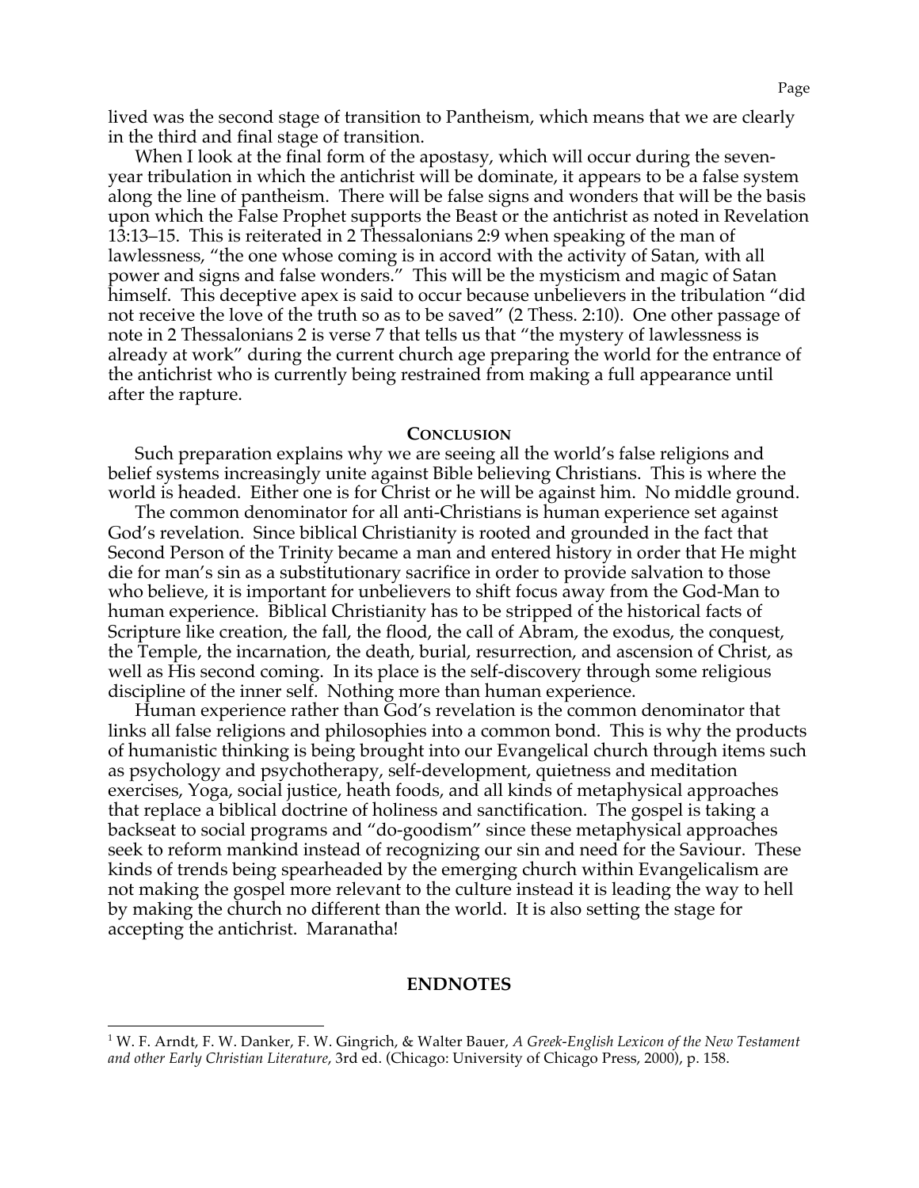lived was the second stage of transition to Pantheism, which means that we are clearly in the third and final stage of transition.

When I look at the final form of the apostasy, which will occur during the seven-year tribulation in which the antichrist will be dominate, it appears to be a false system along the line of pantheism. There will be false signs and wonders that will be the basis upon which the False Prophet supports the Beast or the antichrist as noted in Revelation 13:13–15. This is reiterated in 2 Thessalonians 2:9 when speaking of the man of lawlessness, "the one whose coming is in accord with the activity of Satan, with all power and signs and false wonders." This will be the mysticism and magic of Satan himself. This deceptive apex is said to occur because unbelievers in the tribulation "did not receive the love of the truth so as to be saved" (2 Thess. 2:10). One other passage of note in 2 Thessalonians 2 is verse 7 that tells us that "the mystery of lawlessness is already at work" during the current church age preparing the world for the entrance of the antichrist who is currently being restrained from making a full appearance until after the rapture.

## Conclusion

Such preparation explains why we are seeing all the world's false religions and belief systems increasingly unite against Bible believing Christians. This is where the world is headed. Either one is for Christ or he will be against him. No middle ground.

The common denominator for all anti-Christians is human experience set against God's revelation. Since biblical Christianity is rooted and grounded in the fact that Second Person of the Trinity became a man and entered history in order that He might die for man's sin as a substitutionary sacrifice in order to provide salvation to those who believe, it is important for unbelievers to shift focus away from the God-Man to human experience. Biblical Christianity has to be stripped of the historical facts of Scripture like creation, the fall, the flood, the call of Abram, the exodus, the conquest, the Temple, the incarnation, the death, burial, resurrection, and ascension of Christ, as well as His second coming. In its place is the self-discovery through some religious discipline of the inner self. Nothing more than human experience.

Human experience rather than God's revelation is the common denominator that links all false religions and philosophies into a common bond. This is why the products of humanistic thinking is being brought into our Evangelical church through items such as psychology and psychotherapy, self-development, quietness and meditation exercises, Yoga, social justice, heath foods, and all kinds of metaphysical approaches that replace a biblical doctrine of holiness and sanctification. The gospel is taking a backseat to social programs and "do-goodism" since these metaphysical approaches seek to reform mankind instead of recognizing our sin and need for the Saviour. These kinds of trends being spearheaded by the emerging church within Evangelicalism are not making the gospel more relevant to the culture instead it is leading the way to hell by making the church no different than the world. It is also setting the stage for accepting the antichrist. Maranatha!

## ENDNOTES

[1] W. F. Arndt, F. W. Danker, F. W. Gingrich, & Walter Bauer, *A Greek-English Lexicon of the New Testament and other Early Christian Literature*, 3rd ed. (Chicago: University of Chicago Press, 2000), p. 158.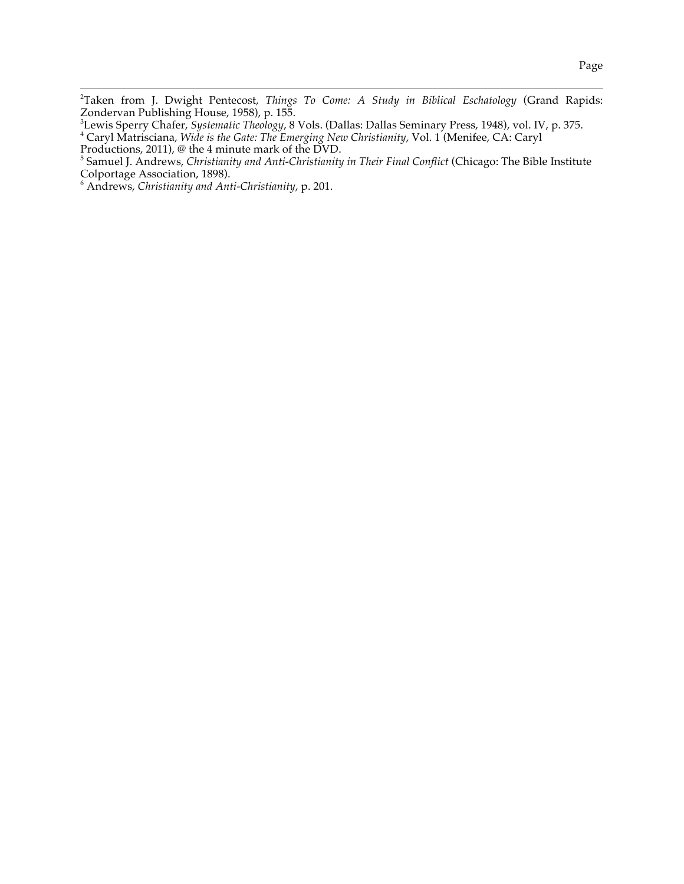[2]Taken from J. Dwight Pentecost, *Things To Come: A Study in Biblical Eschatology* (Grand Rapids: Zondervan Publishing House, 1958), p. 155.

[3]Lewis Sperry Chafer, *Systematic Theology*, 8 Vols. (Dallas: Dallas Seminary Press, 1948), vol. IV, p. 375.

[4] Caryl Matrisciana, *Wide is the Gate: The Emerging New Christianity*, Vol. 1 (Menifee, CA: Caryl Productions, 2011), @ the 4 minute mark of the DVD.

[5] Samuel J. Andrews, *Christianity and Anti-Christianity in Their Final Conflict* (Chicago: The Bible Institute Colportage Association, 1898).

[6] Andrews, *Christianity and Anti-Christianity*, p. 201.